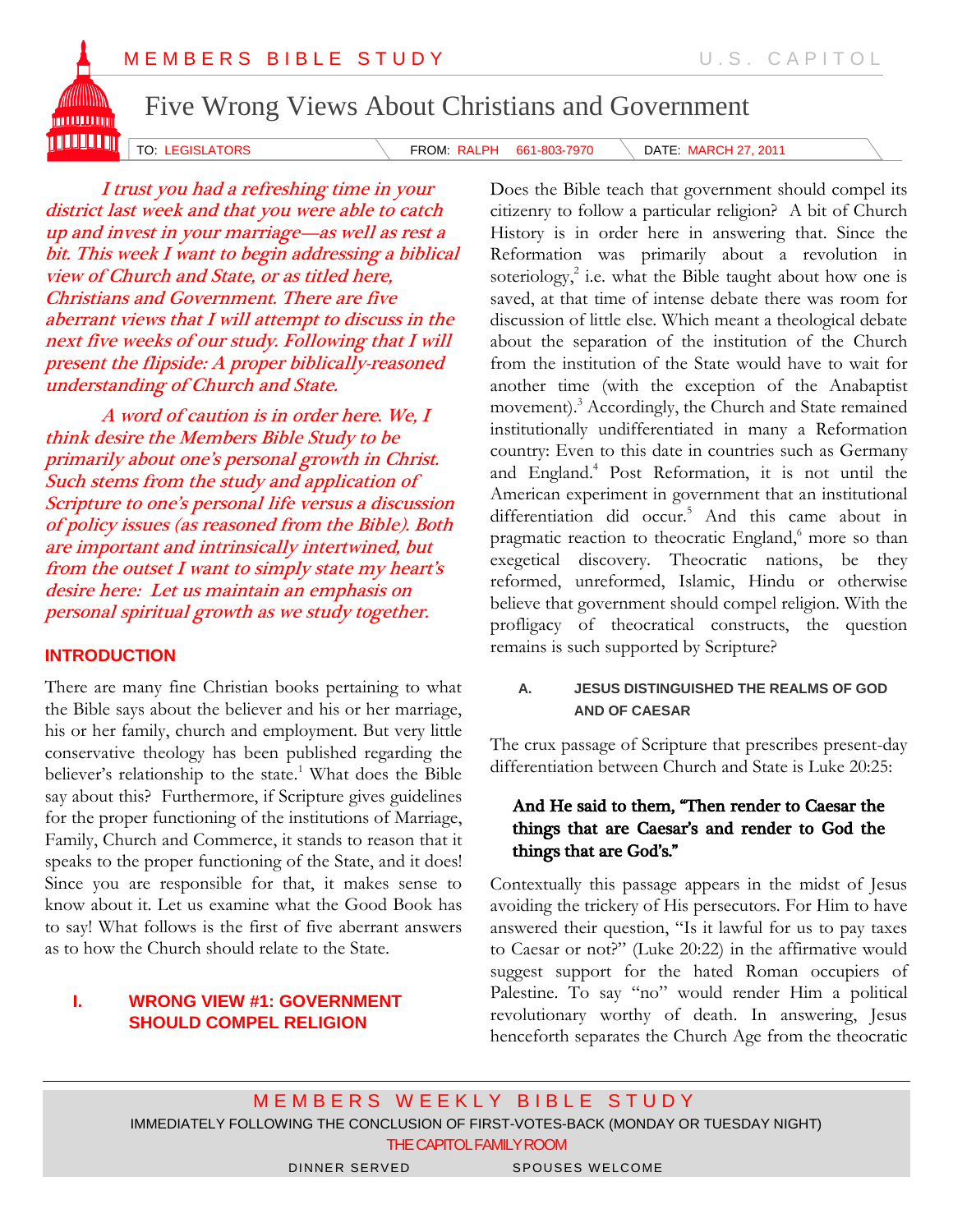MEMBERS BIBLE STUDY

U.S. CAPITOL

# Five Wrong Views About Christians and Government

TO: LEGISLATORS FROM: RALPH 661-803-7970 DATE: MARCH 27, 2011

*I trust you had a refreshing time in your district last week and that you were able to catch up and invest in your marriage—as well as rest a bit. This week I want to begin addressing a biblical view of Church and State, or as titled here, Christians and Government. There are five aberrant views that I will attempt to discuss in the next five weeks of our study. Following that I will present the flipside: A proper biblically-reasoned understanding of Church and State.*

*A word of caution is in order here. We, I think desire the Members Bible Study to be primarily about one's personal growth in Christ. Such stems from the study and application of Scripture to one's personal life versus a discussion of policy issues (as reasoned from the Bible). Both are important and intrinsically intertwined, but from the outset I want to simply state my heart's desire here: Let us maintain an emphasis on personal spiritual growth as we study together.*

## INTRODUCTION

There are many fine Christian books pertaining to what the Bible says about the believer and his or her marriage, his or her family, church and employment. But very little conservative theology has been published regarding the believer's relationship to the state.[1] What does the Bible say about this? Furthermore, if Scripture gives guidelines for the proper functioning of the institutions of Marriage, Family, Church and Commerce, it stands to reason that it speaks to the proper functioning of the State, and it does! Since you are responsible for that, it makes sense to know about it. Let us examine what the Good Book has to say! What follows is the first of five aberrant answers as to how the Church should relate to the State.

## I. WRONG VIEW #1: GOVERNMENT SHOULD COMPEL RELIGION

Does the Bible teach that government should compel its citizenry to follow a particular religion? A bit of Church History is in order here in answering that. Since the Reformation was primarily about a revolution in soteriology,[2] i.e. what the Bible taught about how one is saved, at that time of intense debate there was room for discussion of little else. Which meant a theological debate about the separation of the institution of the Church from the institution of the State would have to wait for another time (with the exception of the Anabaptist movement).[3] Accordingly, the Church and State remained institutionally undifferentiated in many a Reformation country: Even to this date in countries such as Germany and England.[4] Post Reformation, it is not until the American experiment in government that an institutional differentiation did occur.[5] And this came about in pragmatic reaction to theocratic England,[6] more so than exegetical discovery. Theocratic nations, be they reformed, unreformed, Islamic, Hindu or otherwise believe that government should compel religion. With the profligacy of theocratical constructs, the question remains is such supported by Scripture?

### A. JESUS DISTINGUISHED THE REALMS OF GOD AND OF CAESAR

The crux passage of Scripture that prescribes present-day differentiation between Church and State is Luke 20:25:

> **And He said to them, "Then render to Caesar the things that are Caesar's and render to God the things that are God's."**

Contextually this passage appears in the midst of Jesus avoiding the trickery of His persecutors. For Him to have answered their question, "Is it lawful for us to pay taxes to Caesar or not?" (Luke 20:22) in the affirmative would suggest support for the hated Roman occupiers of Palestine. To say "no" would render Him a political revolutionary worthy of death. In answering, Jesus henceforth separates the Church Age from the theocratic

MEMBERS WEEKLY BIBLE STUDY

IMMEDIATELY FOLLOWING THE CONCLUSION OF FIRST-VOTES-BACK (MONDAY OR TUESDAY NIGHT)

THE CAPITOL FAMILY ROOM

DINNER SERVED SPOUSES WELCOME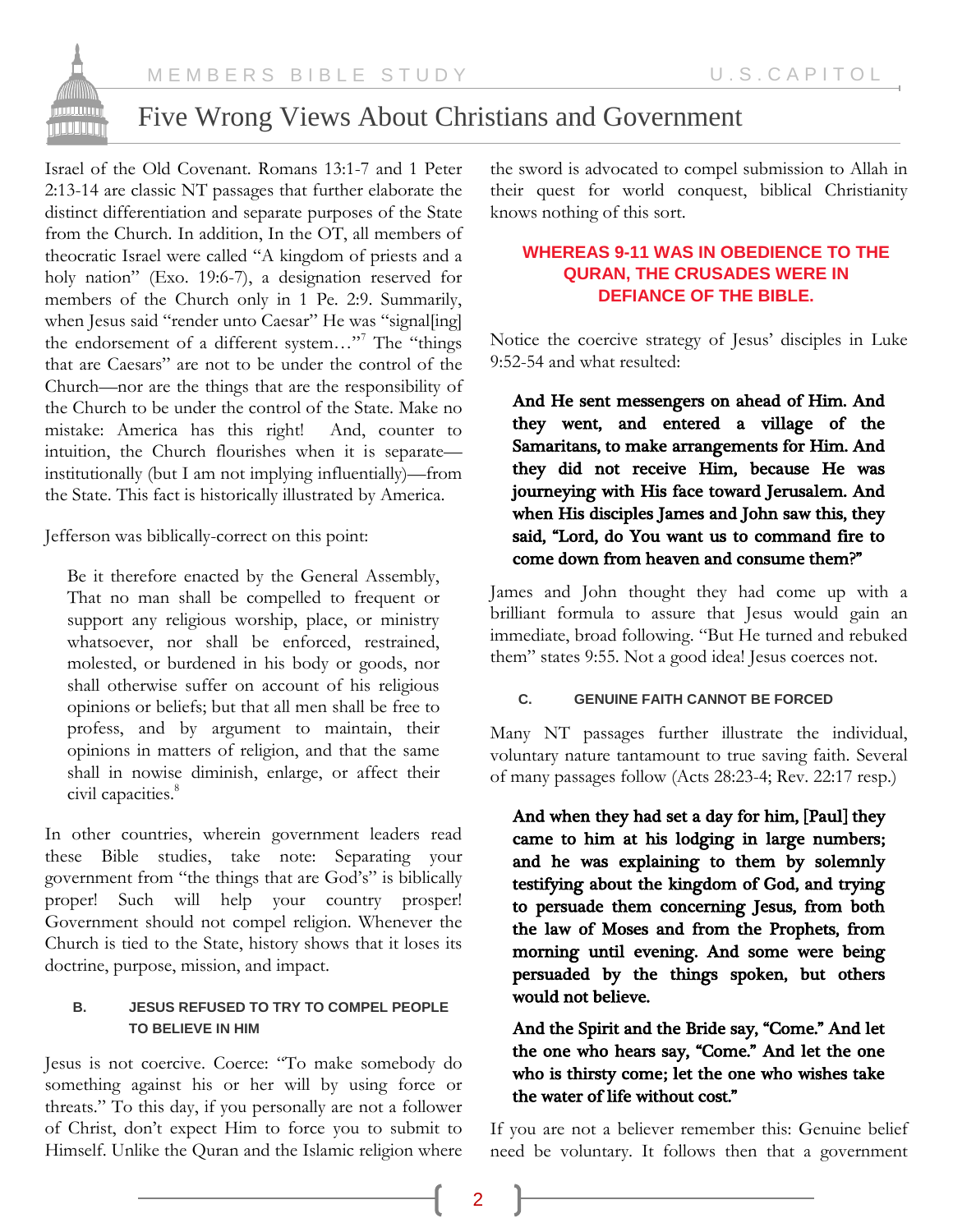Israel of the Old Covenant. Romans 13:1-7 and 1 Peter 2:13-14 are classic NT passages that further elaborate the distinct differentiation and separate purposes of the State from the Church. In addition, In the OT, all members of theocratic Israel were called "A kingdom of priests and a holy nation" (Exo. 19:6-7), a designation reserved for members of the Church only in 1 Pe. 2:9. Summarily, when Jesus said "render unto Caesar" He was "signal[ing] the endorsement of a different system…"[7] The "things that are Caesars" are not to be under the control of the Church—nor are the things that are the responsibility of the Church to be under the control of the State. Make no mistake: America has this right! And, counter to intuition, the Church flourishes when it is separate—institutionally (but I am not implying influentially)—from the State. This fact is historically illustrated by America.

Jefferson was biblically-correct on this point:

> Be it therefore enacted by the General Assembly, That no man shall be compelled to frequent or support any religious worship, place, or ministry whatsoever, nor shall be enforced, restrained, molested, or burdened in his body or goods, nor shall otherwise suffer on account of his religious opinions or beliefs; but that all men shall be free to profess, and by argument to maintain, their opinions in matters of religion, and that the same shall in nowise diminish, enlarge, or affect their civil capacities.[8]

In other countries, wherein government leaders read these Bible studies, take note: Separating your government from "the things that are God's" is biblically proper! Such will help your country prosper! Government should not compel religion. Whenever the Church is tied to the State, history shows that it loses its doctrine, purpose, mission, and impact.

### B. JESUS REFUSED TO TRY TO COMPEL PEOPLE TO BELIEVE IN HIM

Jesus is not coercive. Coerce: "To make somebody do something against his or her will by using force or threats." To this day, if you personally are not a follower of Christ, don't expect Him to force you to submit to Himself. Unlike the Quran and the Islamic religion where the sword is advocated to compel submission to Allah in their quest for world conquest, biblical Christianity knows nothing of this sort.

**WHEREAS 9-11 WAS IN OBEDIENCE TO THE QURAN, THE CRUSADES WERE IN DEFIANCE OF THE BIBLE.**

Notice the coercive strategy of Jesus' disciples in Luke 9:52-54 and what resulted:

> **And He sent messengers on ahead of Him. And they went, and entered a village of the Samaritans, to make arrangements for Him. And they did not receive Him, because He was journeying with His face toward Jerusalem. And when His disciples James and John saw this, they said, "Lord, do You want us to command fire to come down from heaven and consume them?"**

James and John thought they had come up with a brilliant formula to assure that Jesus would gain an immediate, broad following. "But He turned and rebuked them" states 9:55. Not a good idea! Jesus coerces not.

### C. GENUINE FAITH CANNOT BE FORCED

Many NT passages further illustrate the individual, voluntary nature tantamount to true saving faith. Several of many passages follow (Acts 28:23-4; Rev. 22:17 resp.)

> **And when they had set a day for him, [Paul] they came to him at his lodging in large numbers; and he was explaining to them by solemnly testifying about the kingdom of God, and trying to persuade them concerning Jesus, from both the law of Moses and from the Prophets, from morning until evening. And some were being persuaded by the things spoken, but others would not believe.**

> **And the Spirit and the Bride say, "Come." And let the one who hears say, "Come." And let the one who is thirsty come; let the one who wishes take the water of life without cost."**

If you are not a believer remember this: Genuine belief need be voluntary. It follows then that a government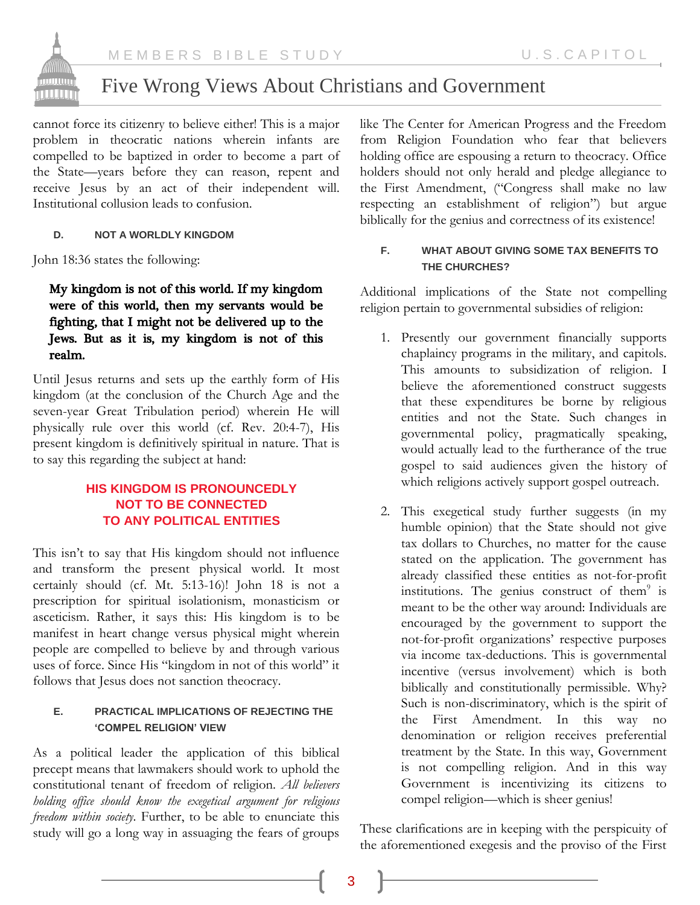cannot force its citizenry to believe either! This is a major problem in theocratic nations wherein infants are compelled to be baptized in order to become a part of the State—years before they can reason, repent and receive Jesus by an act of their independent will. Institutional collusion leads to confusion.

### D. NOT A WORLDLY KINGDOM

John 18:36 states the following:

> **My kingdom is not of this world. If my kingdom were of this world, then my servants would be fighting, that I might not be delivered up to the Jews. But as it is, my kingdom is not of this realm.**

Until Jesus returns and sets up the earthly form of His kingdom (at the conclusion of the Church Age and the seven-year Great Tribulation period) wherein He will physically rule over this world (cf. Rev. 20:4-7), His present kingdom is definitively spiritual in nature. That is to say this regarding the subject at hand:

**HIS KINGDOM IS PRONOUNCEDLY NOT TO BE CONNECTED TO ANY POLITICAL ENTITIES**

This isn't to say that His kingdom should not influence and transform the present physical world. It most certainly should (cf. Mt. 5:13-16)! John 18 is not a prescription for spiritual isolationism, monasticism or asceticism. Rather, it says this: His kingdom is to be manifest in heart change versus physical might wherein people are compelled to believe by and through various uses of force. Since His "kingdom in not of this world" it follows that Jesus does not sanction theocracy.

### E. PRACTICAL IMPLICATIONS OF REJECTING THE 'COMPEL RELIGION' VIEW

As a political leader the application of this biblical precept means that lawmakers should work to uphold the constitutional tenant of freedom of religion. *All believers holding office should know the exegetical argument for religious freedom within society*. Further, to be able to enunciate this study will go a long way in assuaging the fears of groups like The Center for American Progress and the Freedom from Religion Foundation who fear that believers holding office are espousing a return to theocracy. Office holders should not only herald and pledge allegiance to the First Amendment, ("Congress shall make no law respecting an establishment of religion") but argue biblically for the genius and correctness of its existence!

### F. WHAT ABOUT GIVING SOME TAX BENEFITS TO THE CHURCHES?

Additional implications of the State not compelling religion pertain to governmental subsidies of religion:

1. Presently our government financially supports chaplaincy programs in the military, and capitols. This amounts to subsidization of religion. I believe the aforementioned construct suggests that these expenditures be borne by religious entities and not the State. Such changes in governmental policy, pragmatically speaking, would actually lead to the furtherance of the true gospel to said audiences given the history of which religions actively support gospel outreach.

2. This exegetical study further suggests (in my humble opinion) that the State should not give tax dollars to Churches, no matter for the cause stated on the application. The government has already classified these entities as not-for-profit institutions. The genius construct of them[9] is meant to be the other way around: Individuals are encouraged by the government to support the not-for-profit organizations' respective purposes via income tax-deductions. This is governmental incentive (versus involvement) which is both biblically and constitutionally permissible. Why? Such is non-discriminatory, which is the spirit of the First Amendment. In this way no denomination or religion receives preferential treatment by the State. In this way, Government is not compelling religion. And in this way Government is incentivizing its citizens to compel religion—which is sheer genius!

These clarifications are in keeping with the perspicuity of the aforementioned exegesis and the proviso of the First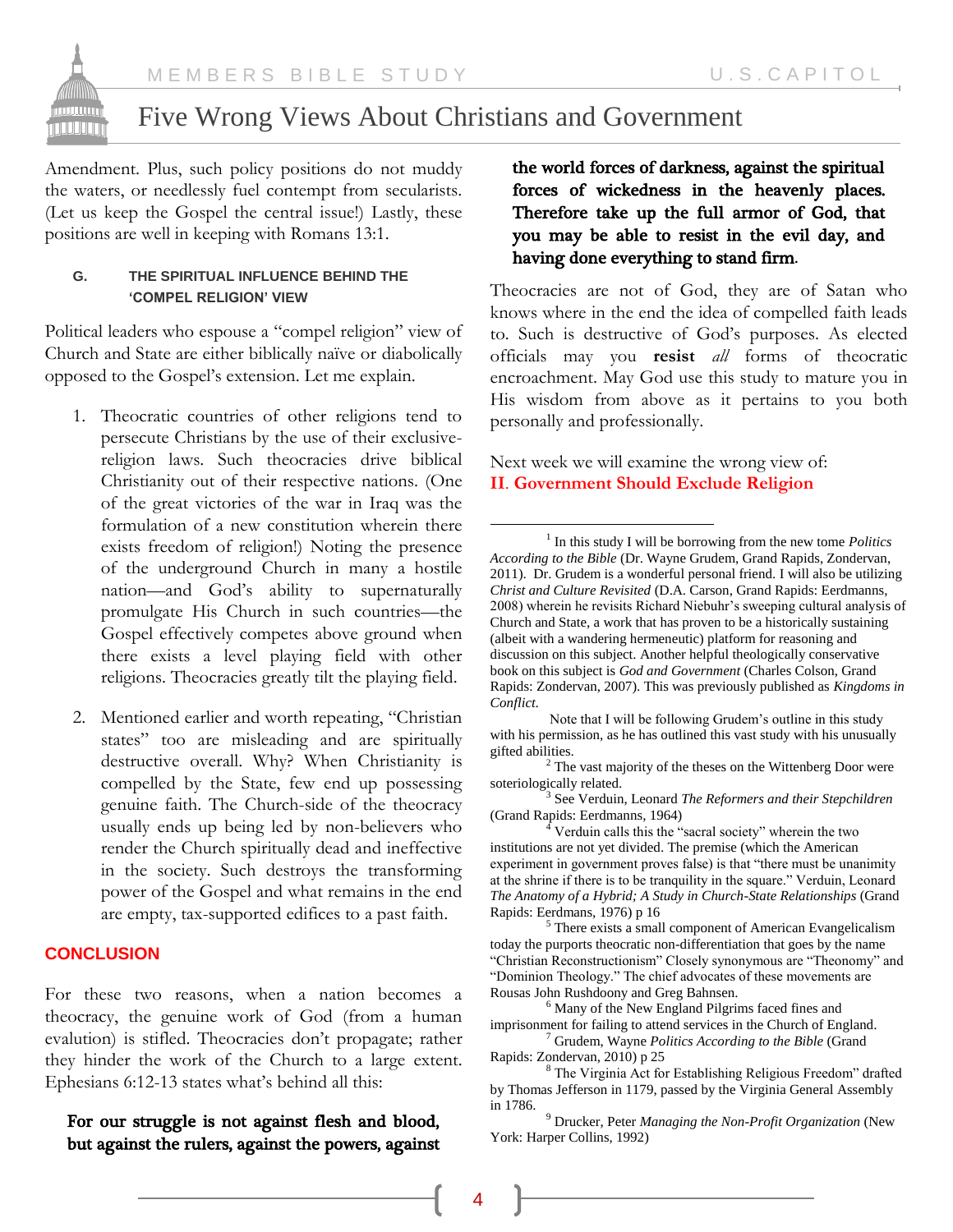Amendment. Plus, such policy positions do not muddy the waters, or needlessly fuel contempt from secularists. (Let us keep the Gospel the central issue!) Lastly, these positions are well in keeping with Romans 13:1.

### G. THE SPIRITUAL INFLUENCE BEHIND THE 'COMPEL RELIGION' VIEW

Political leaders who espouse a "compel religion" view of Church and State are either biblically naïve or diabolically opposed to the Gospel's extension. Let me explain.

1. Theocratic countries of other religions tend to persecute Christians by the use of their exclusive-religion laws. Such theocracies drive biblical Christianity out of their respective nations. (One of the great victories of the war in Iraq was the formulation of a new constitution wherein there exists freedom of religion!) Noting the presence of the underground Church in many a hostile nation—and God's ability to supernaturally promulgate His Church in such countries—the Gospel effectively competes above ground when there exists a level playing field with other religions. Theocracies greatly tilt the playing field.

2. Mentioned earlier and worth repeating, "Christian states" too are misleading and spiritually destructive overall. Why? When Christianity is compelled by the State, few end up possessing genuine faith. The Church-side of the theocracy usually ends up being led by non-believers who render the Church spiritually dead and ineffective in the society. Such destroys the transforming power of the Gospel and what remains in the end are empty, tax-supported edifices to a past faith.

## CONCLUSION

For these two reasons, when a nation becomes a theocracy, the genuine work of God (from a human evalution) is stifled. Theocracies don't propagate; rather they hinder the work of the Church to a large extent. Ephesians 6:12-13 states what's behind all this:

> **For our struggle is not against flesh and blood, but against the rulers, against the powers, against the world forces of darkness, against the spiritual forces of wickedness in the heavenly places. Therefore take up the full armor of God, that you may be able to resist in the evil day, and having done everything to stand firm.**

Theocracies are not of God, they are of Satan who knows where in the end the idea of compelled faith leads to. Such is destructive of God's purposes. As elected officials may you **resist** *all* forms of theocratic encroachment. May God use this study to mature you in His wisdom from above as it pertains to you both personally and professionally.

Next week we will examine the wrong view of:
**II. Government Should Exclude Religion**

---

[1] In this study I will be borrowing from the new tome *Politics According to the Bible* (Dr. Wayne Grudem, Grand Rapids, Zondervan, 2011). Dr. Grudem is a wonderful personal friend. I will also be utilizing *Christ and Culture Revisited* (D.A. Carson, Grand Rapids: Eerdmanns, 2008) wherein he revisits Richard Niebuhr's sweeping cultural analysis of Church and State, a work that has proven to be a historically sustaining (albeit with a wandering hermeneutic) platform for reasoning and discussion on this subject. Another helpful theologically conservative book on this subject is *God and Government* (Charles Colson, Grand Rapids: Zondervan, 2007). This was previously published as *Kingdoms in Conflict.*

Note that I will be following Grudem's outline in this study with his permission, as he has outlined this vast study with his unusually gifted abilities.

[2] The vast majority of the theses on the Wittenberg Door were soteriologically related.

[3] See Verduin, Leonard *The Reformers and their Stepchildren* (Grand Rapids: Eerdmans, 1964)

[4] Verduin calls this the "sacral society" wherein the two institutions are not yet divided. The premise (which the American experiment in government proves false) is that "there must be unanimity at the shrine if there is to be tranquility in the square." Verduin, Leonard *The Anatomy of a Hybrid; A Study in Church-State Relationships* (Grand Rapids: Eerdmans, 1976) p 16

[5] There exists a small component of American Evangelicalism today the purports theocratic non-differentiation that goes by the name "Christian Reconstructionism" Closely synonymous are "Theonomy" and "Dominion Theology." The chief advocates of these movements are Rousas John Rushdoony and Greg Bahnsen.

[6] Many of the New England Pilgrims faced fines and imprisonment for failing to attend services in the Church of England.

[7] Grudem, Wayne *Politics According to the Bible* (Grand Rapids: Zondervan, 2010) p 25

[8] The Virginia Act for Establishing Religious Freedom" drafted by Thomas Jefferson in 1179, passed by the Virginia General Assembly in 1786.

[9] Drucker, Peter *Managing the Non-Profit Organization* (New York: Harper Collins, 1992)